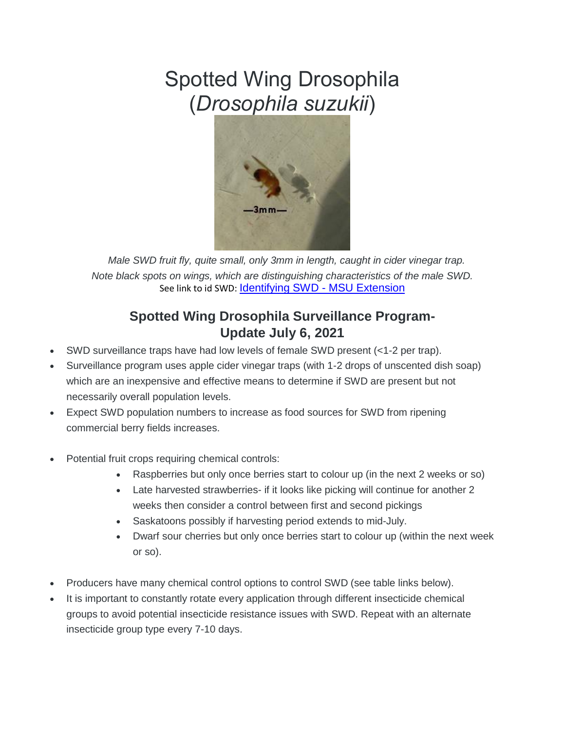# Spotted Wing Drosophila (*Drosophila suzukii*)

*Male SWD fruit fly, quite small, only 3mm in length, caught in cider vinegar trap. Note black spots on wings, which are distinguishing characteristics of the male SWD.*

See link to id SWD: Identifying SWD - MSU Extension

## Spotted Wing Drosophila Surveillance Program- Update July 6, 2021

- SWD surveillance traps have had low levels of female SWD present (<1-2 per trap).
- Surveillance program uses apple cider vinegar traps (with 1-2 drops of unscented dish soap) which are an inexpensive and effective means to determine if SWD are present but not necessarily overall population levels.
- Expect SWD population numbers to increase as food sources for SWD from ripening commercial berry fields increases.

- Potential fruit crops requiring chemical controls:
  - Raspberries but only once berries start to colour up (in the next 2 weeks or so)
  - Late harvested strawberries- if it looks like picking will continue for another 2 weeks then consider a control between first and second pickings
  - Saskatoons possibly if harvesting period extends to mid-July.
  - Dwarf sour cherries but only once berries start to colour up (within the next week or so).

- Producers have many chemical control options to control SWD (see table links below).
- It is important to constantly rotate every application through different insecticide chemical groups to avoid potential insecticide resistance issues with SWD. Repeat with an alternate insecticide group type every 7-10 days.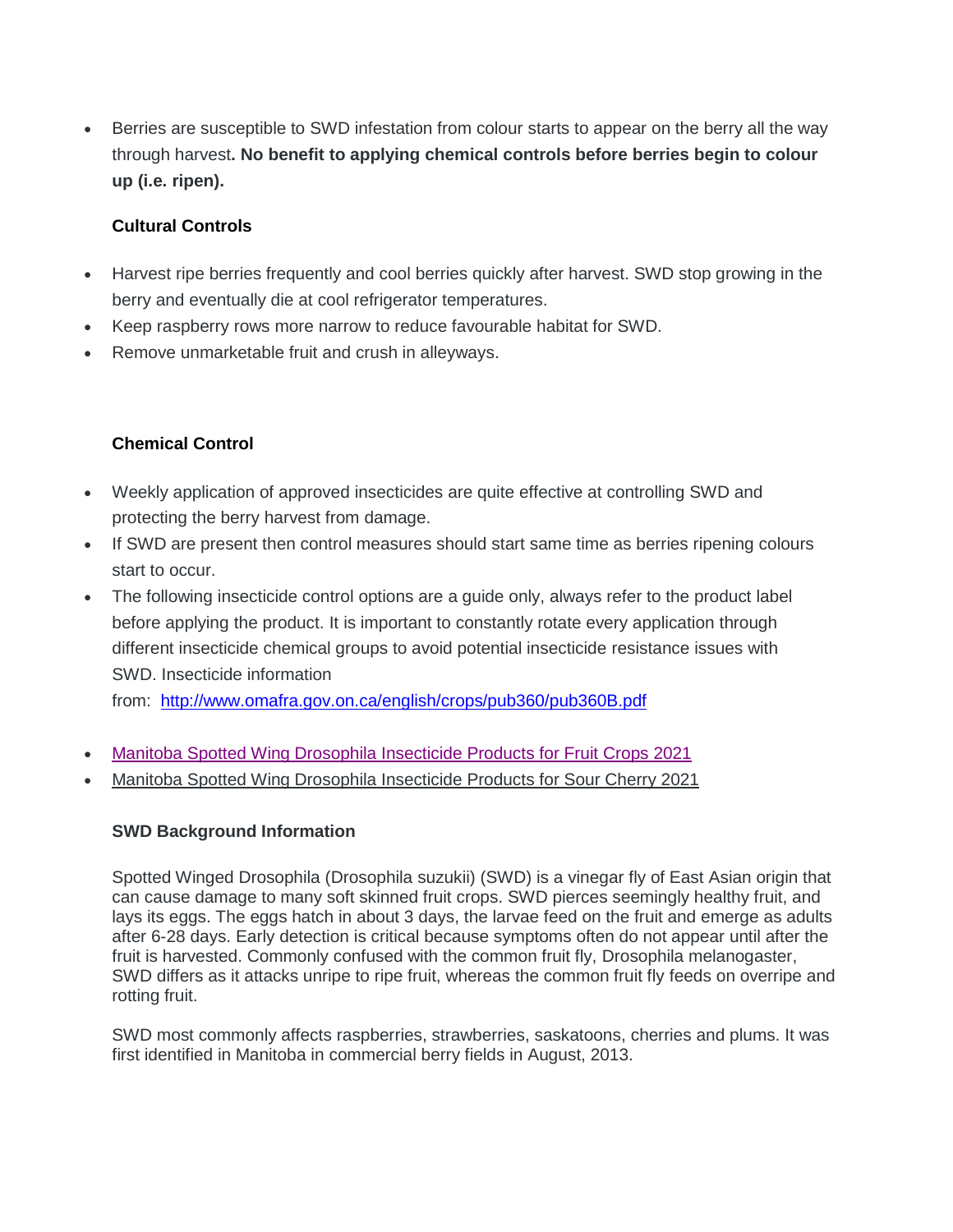- Berries are susceptible to SWD infestation from colour starts to appear on the berry all the way through harvest**. No benefit to applying chemical controls before berries begin to colour up (i.e. ripen).**

### Cultural Controls

- Harvest ripe berries frequently and cool berries quickly after harvest. SWD stop growing in the berry and eventually die at cool refrigerator temperatures.
- Keep raspberry rows more narrow to reduce favourable habitat for SWD.
- Remove unmarketable fruit and crush in alleyways.

### Chemical Control

- Weekly application of approved insecticides are quite effective at controlling SWD and protecting the berry harvest from damage.
- If SWD are present then control measures should start same time as berries ripening colours start to occur.
- The following insecticide control options are a guide only, always refer to the product label before applying the product. It is important to constantly rotate every application through different insecticide chemical groups to avoid potential insecticide resistance issues with SWD. Insecticide information from: http://www.omafra.gov.on.ca/english/crops/pub360/pub360B.pdf

- Manitoba Spotted Wing Drosophila Insecticide Products for Fruit Crops 2021
- Manitoba Spotted Wing Drosophila Insecticide Products for Sour Cherry 2021

### SWD Background Information

Spotted Winged Drosophila (Drosophila suzukii) (SWD) is a vinegar fly of East Asian origin that can cause damage to many soft skinned fruit crops. SWD pierces seemingly healthy fruit, and lays its eggs. The eggs hatch in about 3 days, the larvae feed on the fruit and emerge as adults after 6-28 days. Early detection is critical because symptoms often do not appear until after the fruit is harvested. Commonly confused with the common fruit fly, Drosophila melanogaster, SWD differs as it attacks unripe to ripe fruit, whereas the common fruit fly feeds on overripe and rotting fruit.

SWD most commonly affects raspberries, strawberries, saskatoons, cherries and plums. It was first identified in Manitoba in commercial berry fields in August, 2013.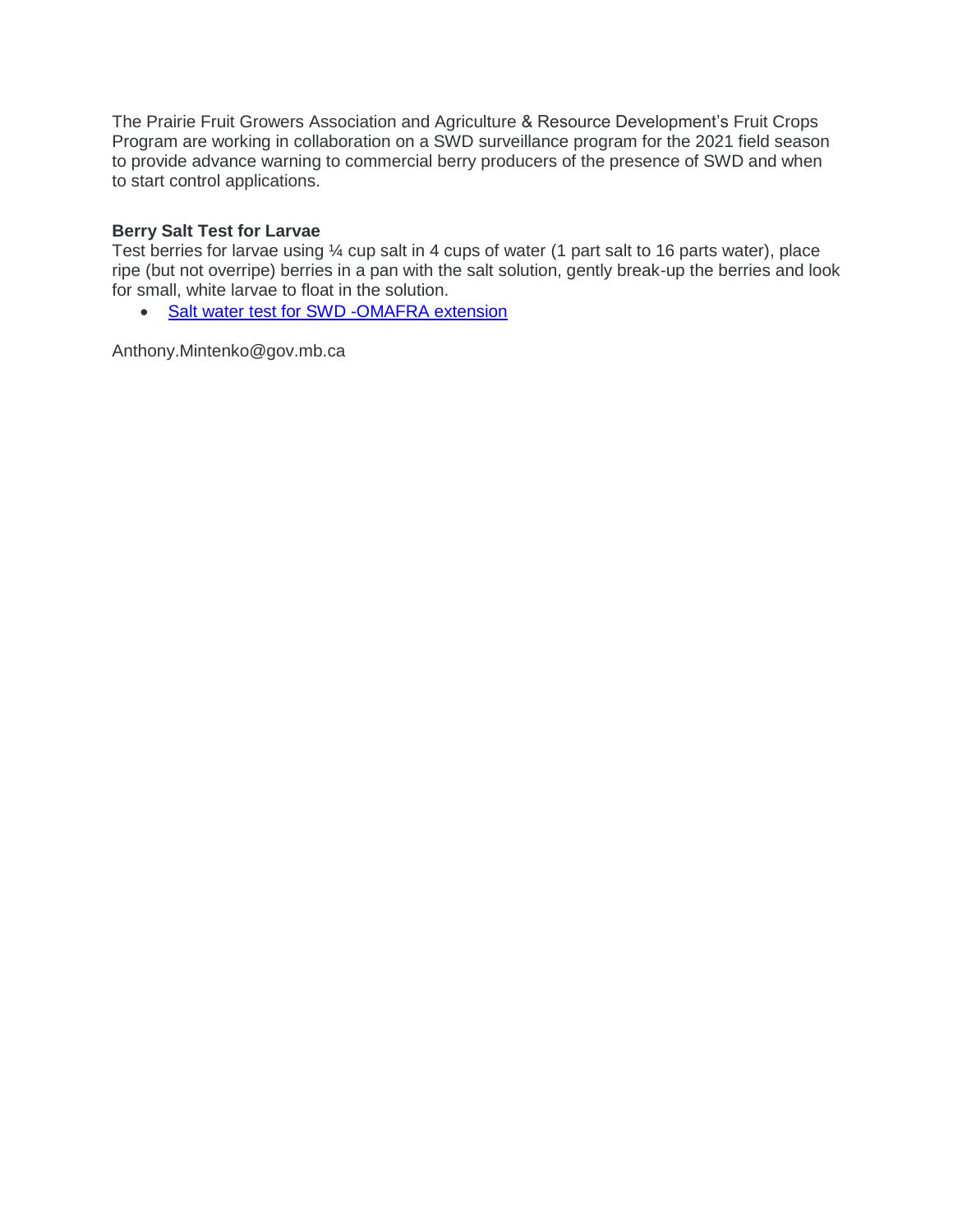The Prairie Fruit Growers Association and Agriculture & Resource Development's Fruit Crops Program are working in collaboration on a SWD surveillance program for the 2021 field season to provide advance warning to commercial berry producers of the presence of SWD and when to start control applications.

**Berry Salt Test for Larvae**

Test berries for larvae using ¼ cup salt in 4 cups of water (1 part salt to 16 parts water), place ripe (but not overripe) berries in a pan with the salt solution, gently break-up the berries and look for small, white larvae to float in the solution.

- Salt water test for SWD -OMAFRA extension

Anthony.Mintenko@gov.mb.ca